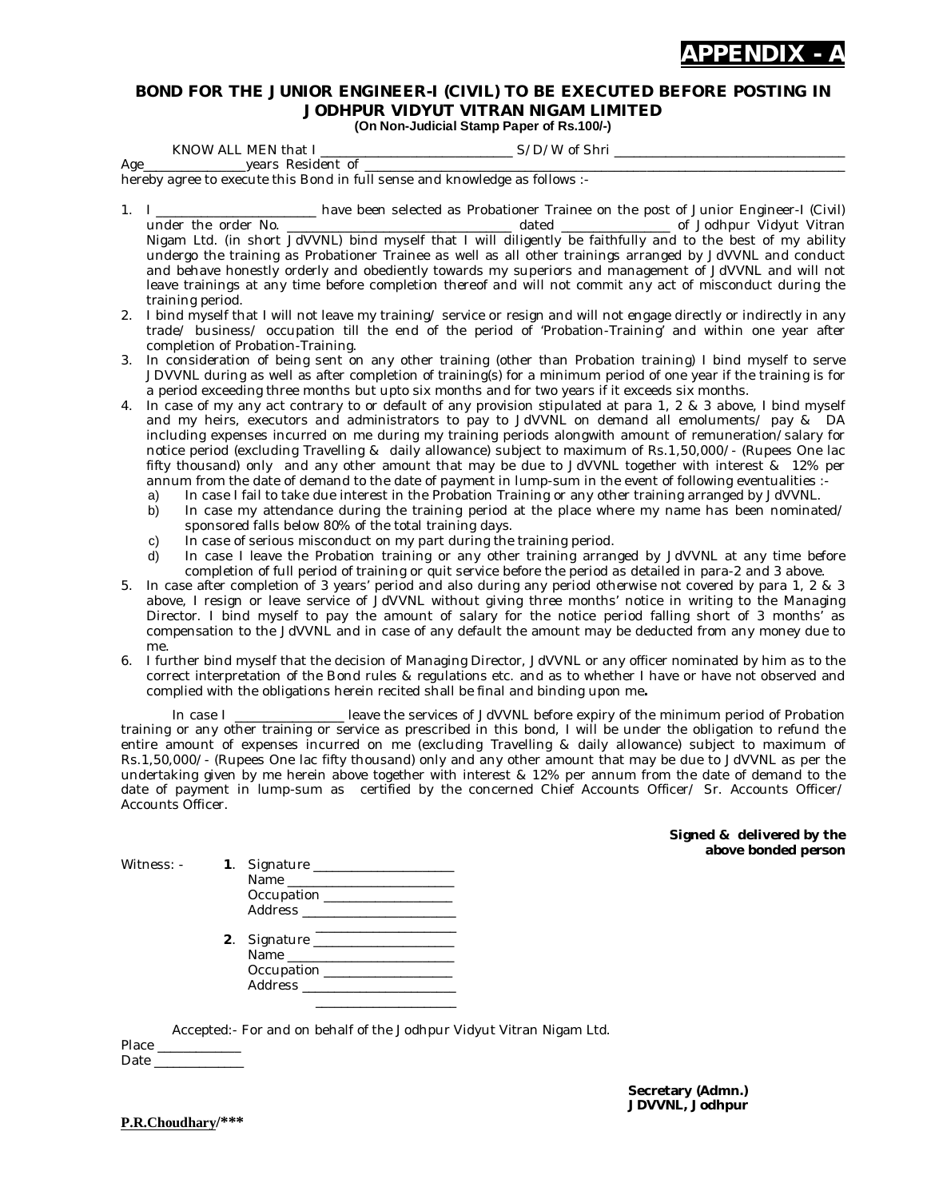**APPENDIX - A**

## BOND FOR THE JUNIOR ENGINEER-I (CIVIL) TO BE EXECUTED BEFORE POSTING IN JODHPUR VIDYUT VITRAN NIGAM LIMITED

**(On Non-Judicial Stamp Paper of Rs.100/-)**

KNOW ALL MEN that I ____________________________ S/D/W of Shri __________________________________ Age_______________years Resident of ______________________________________________________________ hereby agree to execute this Bond in full sense and knowledge as follows :-

1. I ________________________ have been selected as Probationer Trainee on the post of Junior Engineer-I (Civil) under the order No. _________________________________ dated ________________ of Jodhpur Vidyut Vitran Nigam Ltd. (in short JdVVNL) bind myself that I will diligently be faithfully and to the best of my ability undergo the training as Probationer Trainee as well as all other trainings arranged by JdVVNL and conduct and behave honestly orderly and obediently towards my superiors and management of JdVVNL and will not leave trainings at any time before completion thereof and will not commit any act of misconduct during the training period.
2. I bind myself that I will not leave my training/ service or resign and will not engage directly or indirectly in any trade/ business/ occupation till the end of the period of 'Probation-Training' and within one year after completion of Probation-Training.
3. In consideration of being sent on any other training (other than Probation training) I bind myself to serve JDVVNL during as well as after completion of training(s) for a minimum period of one year if the training is for a period exceeding three months but upto six months and for two years if it exceeds six months.
4. In case of my any act contrary to or default of any provision stipulated at para 1, 2 & 3 above, I bind myself and my heirs, executors and administrators to pay to JdVVNL on demand all emoluments/ pay & DA including expenses incurred on me during my training periods alongwith amount of remuneration/salary for notice period (excluding Travelling & daily allowance) subject to maximum of Rs.1,50,000/- (Rupees One lac fifty thousand) only and any other amount that may be due to JdVVNL together with interest & 12% per annum from the date of demand to the date of payment in lump-sum in the event of following eventualities :-
   a) In case I fail to take due interest in the Probation Training or any other training arranged by JdVVNL.
   b) In case my attendance during the training period at the place where my name has been nominated/ sponsored falls below 80% of the total training days.
   c) In case of serious misconduct on my part during the training period.
   d) In case I leave the Probation training or any other training arranged by JdVVNL at any time before completion of full period of training or quit service before the period as detailed in para-2 and 3 above.
5. In case after completion of 3 years' period and also during any period otherwise not covered by para 1, 2 & 3 above, I resign or leave service of JdVVNL without giving three months' notice in writing to the Managing Director. I bind myself to pay the amount of salary for the notice period falling short of 3 months' as compensation to the JdVVNL and in case of any default the amount may be deducted from any money due to me.
6. I further bind myself that the decision of Managing Director, JdVVNL or any officer nominated by him as to the correct interpretation of the Bond rules & regulations etc. and as to whether I have or have not observed and complied with the obligations herein recited shall be final and binding upon me**.**

In case I ________________ leave the services of JdVVNL before expiry of the minimum period of Probation training or any other training or service as prescribed in this bond, I will be under the obligation to refund the entire amount of expenses incurred on me (excluding Travelling & daily allowance) subject to maximum of Rs.1,50,000/- (Rupees One lac fifty thousand) only and any other amount that may be due to JdVVNL as per the undertaking given by me herein above together with interest & 12% per annum from the date of demand to the date of payment in lump-sum as certified by the concerned Chief Accounts Officer/ Sr. Accounts Officer/ Accounts Officer.

**Signed & delivered by the above bonded person**

Witness: -

**1**. Signature ____________________
Name ________________________
Occupation ___________________
Address ______________________
____________________

**2**. Signature ____________________
Name ________________________
Occupation ___________________
Address ______________________
____________________

Accepted:- For and on behalf of the Jodhpur Vidyut Vitran Nigam Ltd.

Place ____________
Date _____________

**Secretary (Admn.)**
**JDVVNL, Jodhpur**

**P.R.Choudhary/*****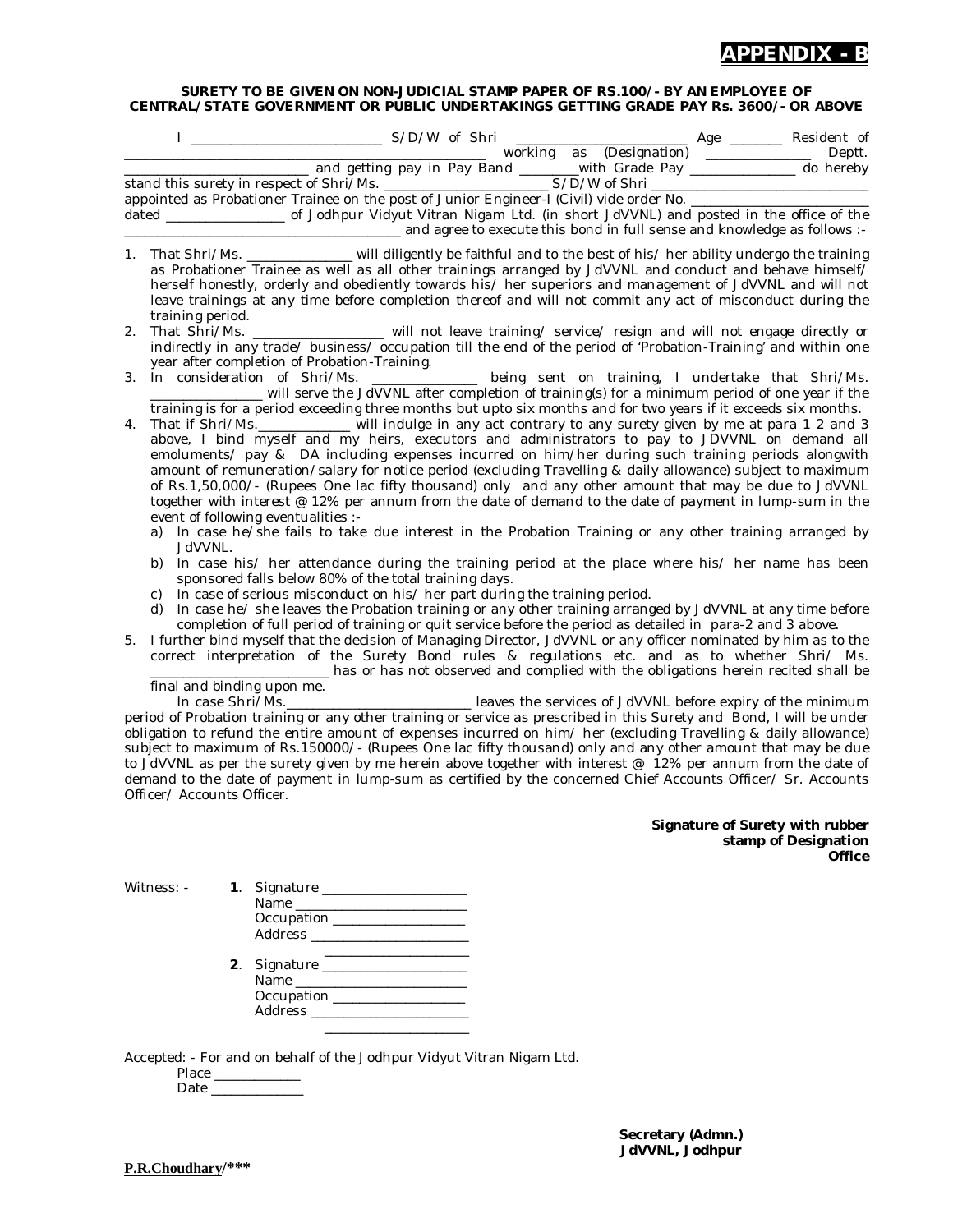# APPENDIX - B

**SURETY TO BE GIVEN ON NON-JUDICIAL STAMP PAPER OF RS.100/- BY AN EMPLOYEE OF CENTRAL/STATE GOVERNMENT OR PUBLIC UNDERTAKINGS GETTING GRADE PAY Rs. 3600/- OR ABOVE**

I ___________________________ S/D/W of Shri _________________________ Age _______ Resident of _____________________________________________________ working as (Designation) _______________ Deptt. ___________________________ and getting pay in Pay Band ________with Grade Pay _______________ do hereby stand this surety in respect of Shri/Ms. _________________________ S/D/W of Shri _________________________________ appointed as Probationer Trainee on the post of Junior Engineer-I (Civil) vide order No. ___________________________ dated _________________ of Jodhpur Vidyut Vitran Nigam Ltd. (in short JdVVNL) and posted in the office of the ________________________________________ and agree to execute this bond in full sense and knowledge as follows :-

1. That Shri/Ms. _______________ will diligently be faithful and to the best of his/ her ability undergo the training as Probationer Trainee as well as all other trainings arranged by JdVVNL and conduct and behave himself/ herself honestly, orderly and obediently towards his/ her superiors and management of JdVVNL and will not leave trainings at any time before completion thereof and will not commit any act of misconduct during the training period.
2. That Shri/Ms. ___________________ will not leave training/ service/ resign and will not engage directly or indirectly in any trade/ business/ occupation till the end of the period of 'Probation-Training' and within one year after completion of Probation-Training.
3. In consideration of Shri/Ms. _______________ being sent on training, I undertake that Shri/Ms. ________________ will serve the JdVVNL after completion of training(s) for a minimum period of one year if the training is for a period exceeding three months but upto six months and for two years if it exceeds six months.
4. That if Shri/Ms._____________ will indulge in any act contrary to any surety given by me at para 1 2 and 3 above, I bind myself and my heirs, executors and administrators to pay to JDVVNL on demand all emoluments/ pay & DA including expenses incurred on him/her during such training periods alongwith amount of remuneration/salary for notice period (excluding Travelling & daily allowance) subject to maximum of Rs.1,50,000/- (Rupees One lac fifty thousand) only and any other amount that may be due to JdVVNL together with interest @ 12% per annum from the date of demand to the date of payment in lump-sum in the event of following eventualities :-
   a) In case he/she fails to take due interest in the Probation Training or any other training arranged by JdVVNL.
   b) In case his/ her attendance during the training period at the place where his/ her name has been sponsored falls below 80% of the total training days.
   c) In case of serious misconduct on his/ her part during the training period.
   d) In case he/ she leaves the Probation training or any other training arranged by JdVVNL at any time before completion of full period of training or quit service before the period as detailed in para-2 and 3 above.
5. I further bind myself that the decision of Managing Director, JdVVNL or any officer nominated by him as to the correct interpretation of the Surety Bond rules & regulations etc. and as to whether Shri/ Ms. __________________________ has or has not observed and complied with the obligations herein recited shall be final and binding upon me.

In case Shri/Ms.___________________________ leaves the services of JdVVNL before expiry of the minimum period of Probation training or any other training or service as prescribed in this Surety and Bond, I will be under obligation to refund the entire amount of expenses incurred on him/ her (excluding Travelling & daily allowance) subject to maximum of Rs.150000/- (Rupees One lac fifty thousand) only and any other amount that may be due to JdVVNL as per the surety given by me herein above together with interest @ 12% per annum from the date of demand to the date of payment in lump-sum as certified by the concerned Chief Accounts Officer/ Sr. Accounts Officer/ Accounts Officer.

**Signature of Surety with rubber stamp of Designation Office**

Witness: -

**1**. Signature _____________________
Name ________________________
Occupation ___________________
Address ______________________
_____________________

**2**. Signature _____________________
Name ________________________
Occupation ___________________
Address ______________________
_____________________

Accepted: - For and on behalf of the Jodhpur Vidyut Vitran Nigam Ltd.
Place ____________
Date _____________

**Secretary (Admn.)**
**JdVVNL, Jodhpur**

**P.R.Choudhary/*****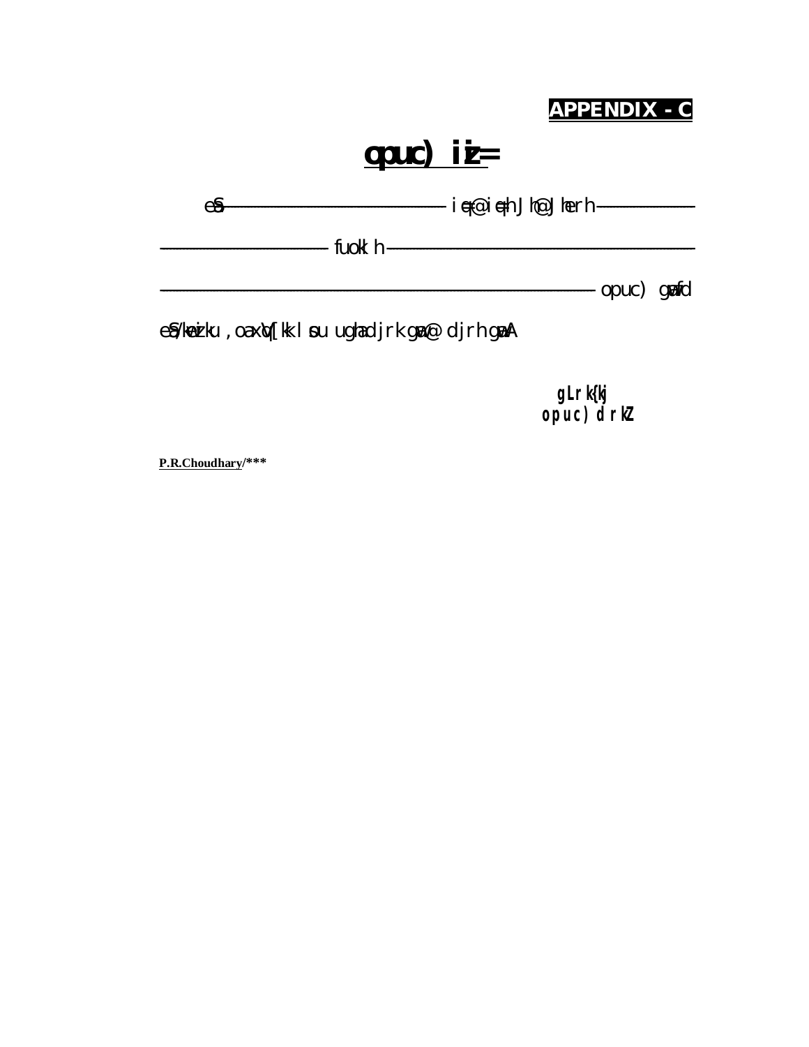**APPENDIX - C**

# opuc) i=

eS ———————————————— iq=@iq=h Jh@Jherh ———————

——————————— fuokl h ——————————————————————

————————————————————————————— opuc) gwWd

eS/kehZ ku ,oa xqU;[kk l eu ugha djrk gwW@ djrh gwWA

gLrk{kj
opuc) drkZ

**P.R.Choudhary/*****